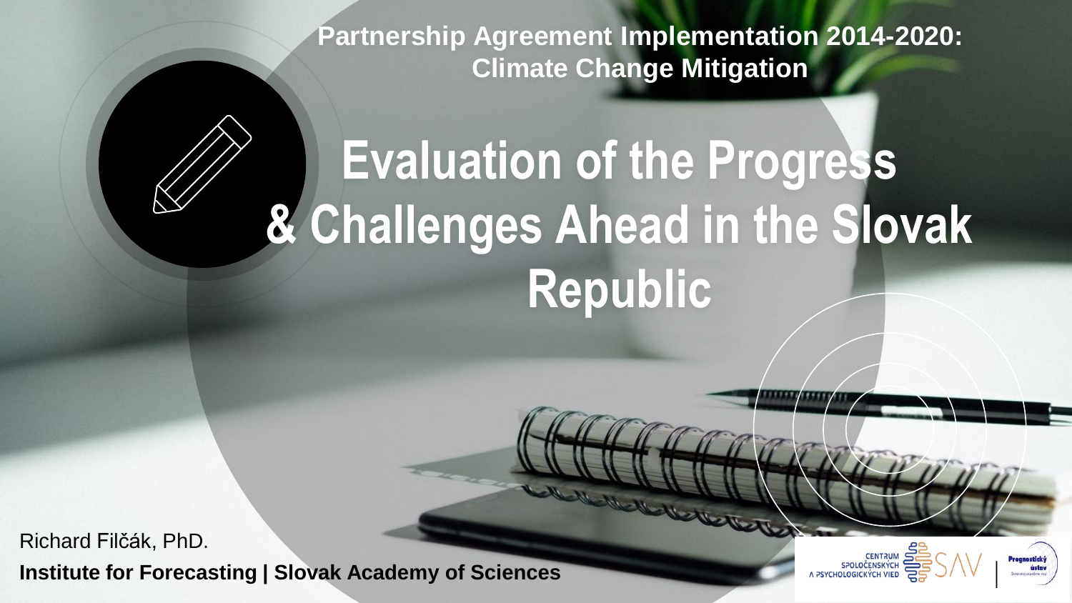**Partnership Agreement Implementation 2014-2020: Climate Change Mitigation**

# Evaluation of the Progress & Challenges Ahead in the Slovak Republic

Richard Filčák, PhD.

**Institute for Forecasting | Slovak Academy of Sciences**

CENTRUM SPOLOČENSKÝCH A PSYCHOLOGICKÝCH VIED SAV | Prognostický ústav Slovenskej akadémie vied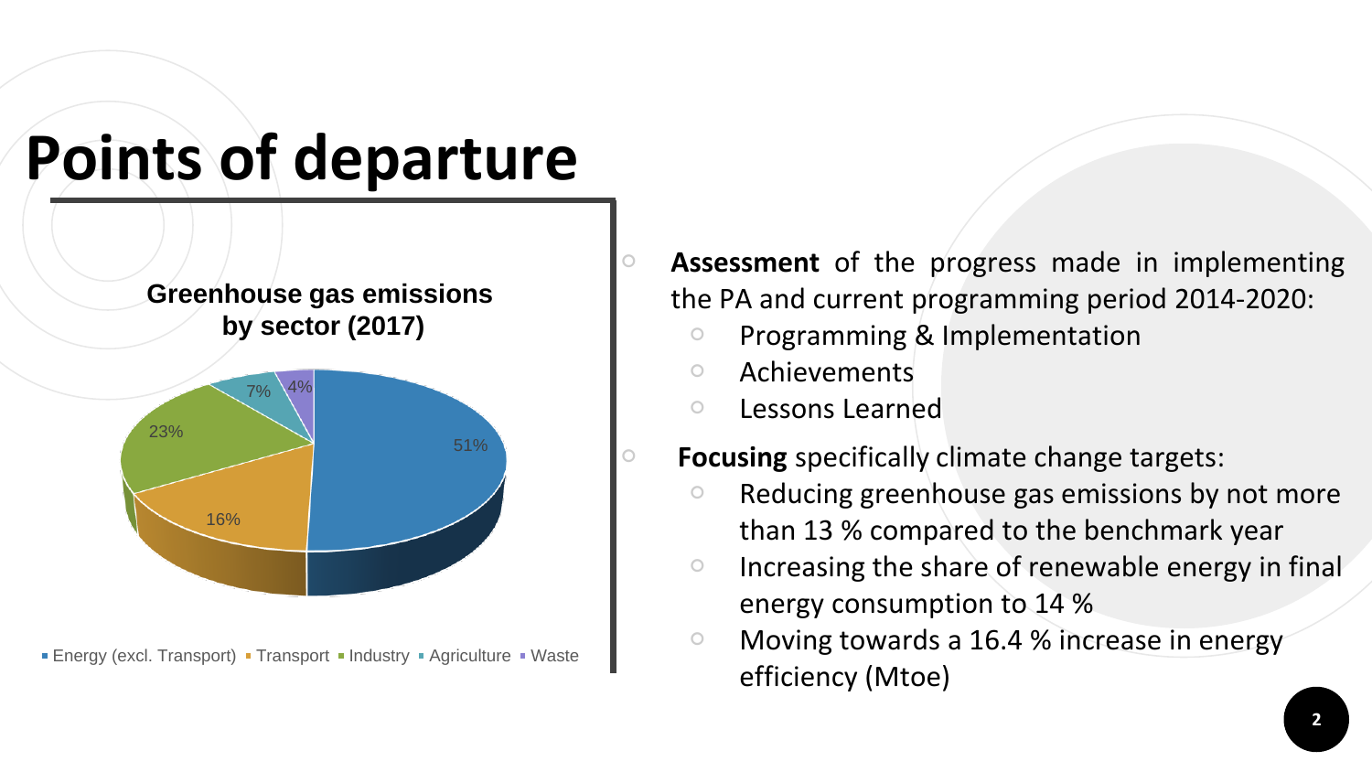# Points of departure

**Greenhouse gas emissions by sector (2017)**

| Sector | Share |
|---|---|
| Energy (excl. Transport) | 51% |
| Transport | 16% |
| Industry | 23% |
| Agriculture | 7% |
| Waste | 4% |

- **Assessment** of the progress made in implementing the PA and current programming period 2014-2020:
  - Programming & Implementation
  - Achievements
  - Lessons Learned
- **Focusing** specifically climate change targets:
  - Reducing greenhouse gas emissions by not more than 13 % compared to the benchmark year
  - Increasing the share of renewable energy in final energy consumption to 14 %
  - Moving towards a 16.4 % increase in energy efficiency (Mtoe)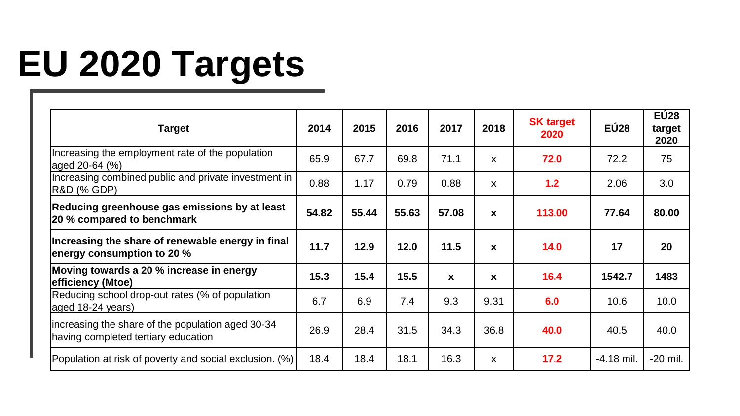# EU 2020 Targets

| Target | 2014 | 2015 | 2016 | 2017 | 2018 | SK target 2020 | EÚ28 | EÚ28 target 2020 |
|---|---|---|---|---|---|---|---|---|
| Increasing the employment rate of the population aged 20-64 (%) | 65.9 | 67.7 | 69.8 | 71.1 | x | **72.0** | 72.2 | 75 |
| Increasing combined public and private investment in R&D (% GDP) | 0.88 | 1.17 | 0.79 | 0.88 | x | **1.2** | 2.06 | 3.0 |
| **Reducing greenhouse gas emissions by at least 20 % compared to benchmark** | **54.82** | **55.44** | **55.63** | **57.08** | **x** | **113.00** | **77.64** | **80.00** |
| **Increasing the share of renewable energy in final energy consumption to 20 %** | **11.7** | **12.9** | **12.0** | **11.5** | **x** | **14.0** | **17** | **20** |
| **Moving towards a 20 % increase in energy efficiency (Mtoe)** | **15.3** | **15.4** | **15.5** | **x** | **x** | **16.4** | **1542.7** | **1483** |
| Reducing school drop-out rates (% of population aged 18-24 years) | 6.7 | 6.9 | 7.4 | 9.3 | 9.31 | **6.0** | 10.6 | 10.0 |
| increasing the share of the population aged 30-34 having completed tertiary education | 26.9 | 28.4 | 31.5 | 34.3 | 36.8 | **40.0** | 40.5 | 40.0 |
| Population at risk of poverty and social exclusion. (%) | 18.4 | 18.4 | 18.1 | 16.3 | x | **17.2** | -4.18 mil. | -20 mil. |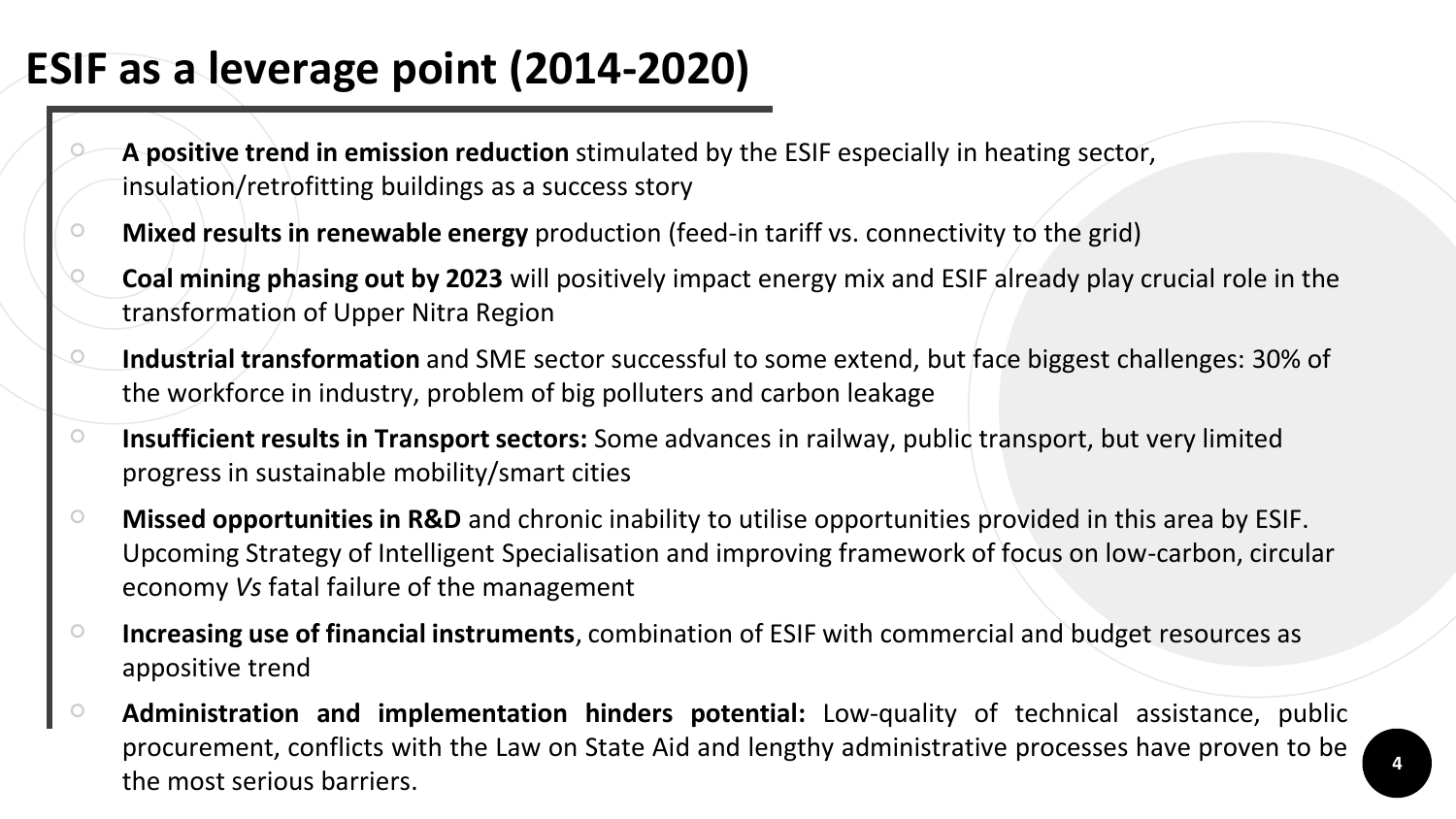# ESIF as a leverage point (2014-2020)

- **A positive trend in emission reduction** stimulated by the ESIF especially in heating sector, insulation/retrofitting buildings as a success story
- **Mixed results in renewable energy** production (feed-in tariff vs. connectivity to the grid)
- **Coal mining phasing out by 2023** will positively impact energy mix and ESIF already play crucial role in the transformation of Upper Nitra Region
- **Industrial transformation** and SME sector successful to some extend, but face biggest challenges: 30% of the workforce in industry, problem of big polluters and carbon leakage
- **Insufficient results in Transport sectors:** Some advances in railway, public transport, but very limited progress in sustainable mobility/smart cities
- **Missed opportunities in R&D** and chronic inability to utilise opportunities provided in this area by ESIF. Upcoming Strategy of Intelligent Specialisation and improving framework of focus on low-carbon, circular economy *Vs* fatal failure of the management
- **Increasing use of financial instruments**, combination of ESIF with commercial and budget resources as appositive trend
- **Administration and implementation hinders potential:** Low-quality of technical assistance, public procurement, conflicts with the Law on State Aid and lengthy administrative processes have proven to be the most serious barriers.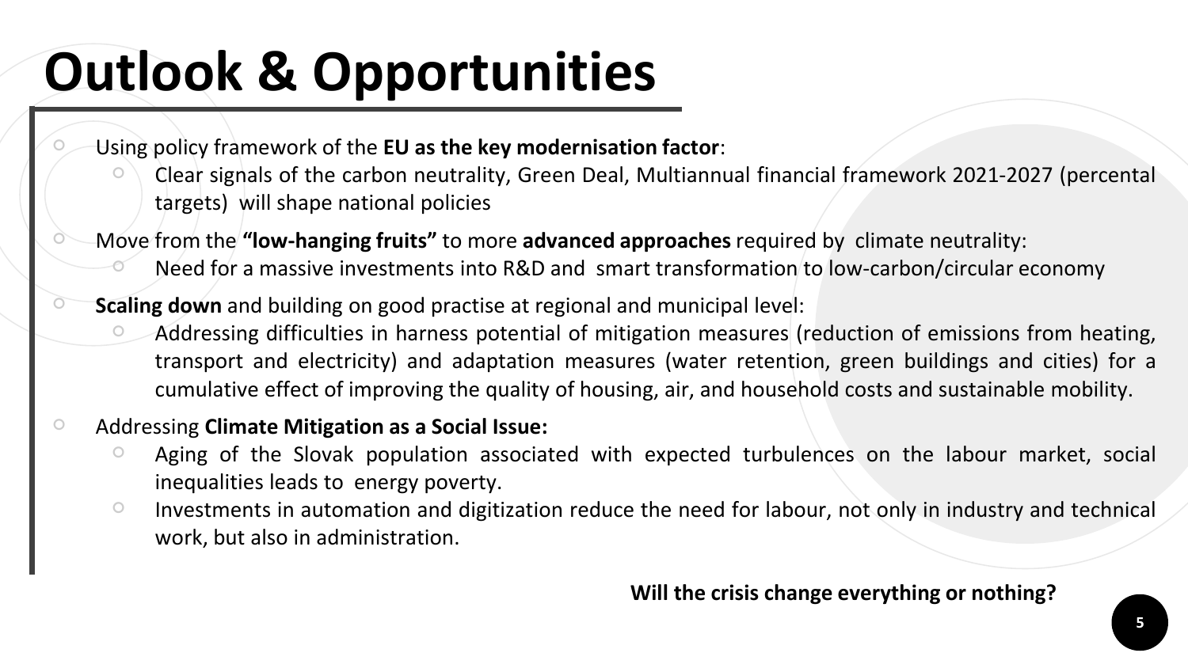# Outlook & Opportunities

- Using policy framework of the **EU as the key modernisation factor**:
  - Clear signals of the carbon neutrality, Green Deal, Multiannual financial framework 2021-2027 (percental targets) will shape national policies
- Move from the **"low-hanging fruits"** to more **advanced approaches** required by climate neutrality:
  - Need for a massive investments into R&D and smart transformation to low-carbon/circular economy
- **Scaling down** and building on good practise at regional and municipal level:
  - Addressing difficulties in harness potential of mitigation measures (reduction of emissions from heating, transport and electricity) and adaptation measures (water retention, green buildings and cities) for a cumulative effect of improving the quality of housing, air, and household costs and sustainable mobility.
- Addressing **Climate Mitigation as a Social Issue:**
  - Aging of the Slovak population associated with expected turbulences on the labour market, social inequalities leads to energy poverty.
  - Investments in automation and digitization reduce the need for labour, not only in industry and technical work, but also in administration.

**Will the crisis change everything or nothing?**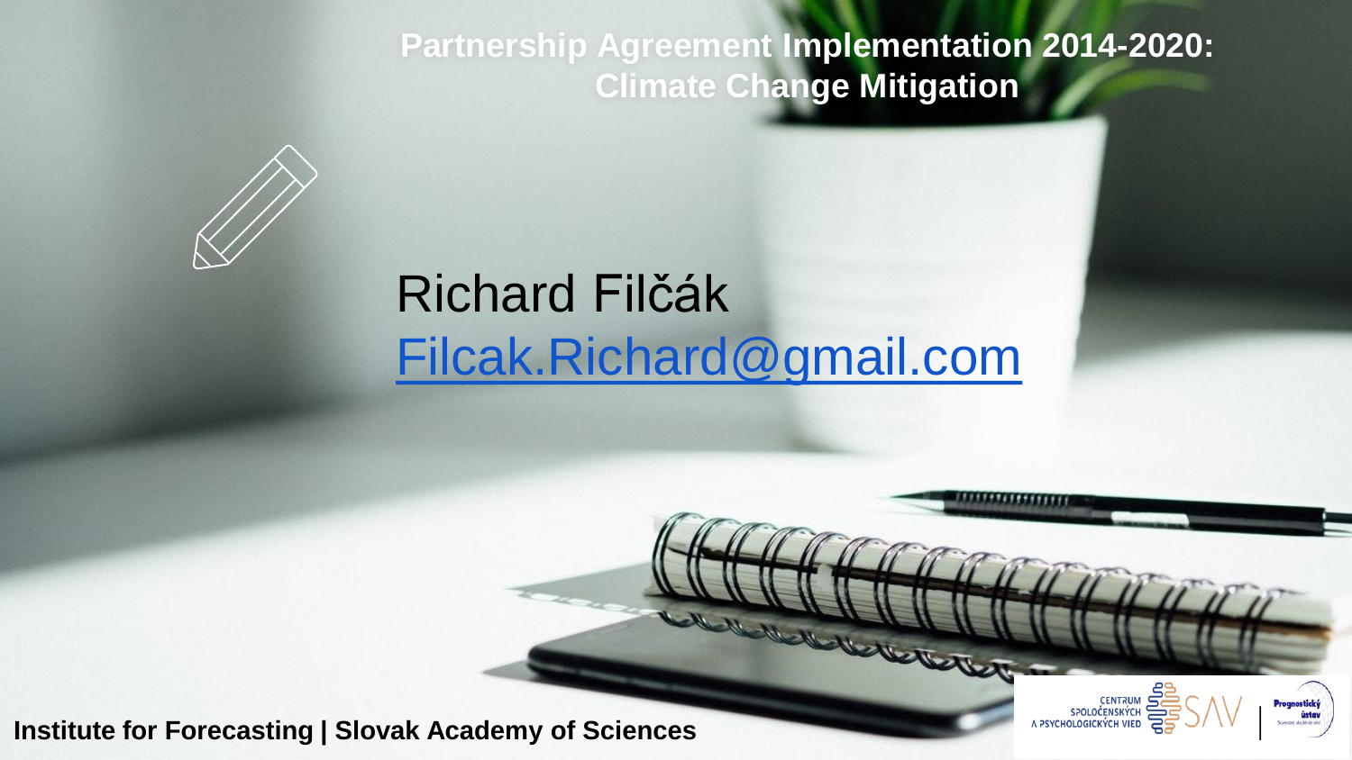**Partnership Agreement Implementation 2014-2020: Climate Change Mitigation**

# Richard Filčák

Filcak.Richard@gmail.com

**Institute for Forecasting | Slovak Academy of Sciences**

CENTRUM SPOLOČENSKÝCH A PSYCHOLOGICKÝCH VIED SAV | Prognostický ústav